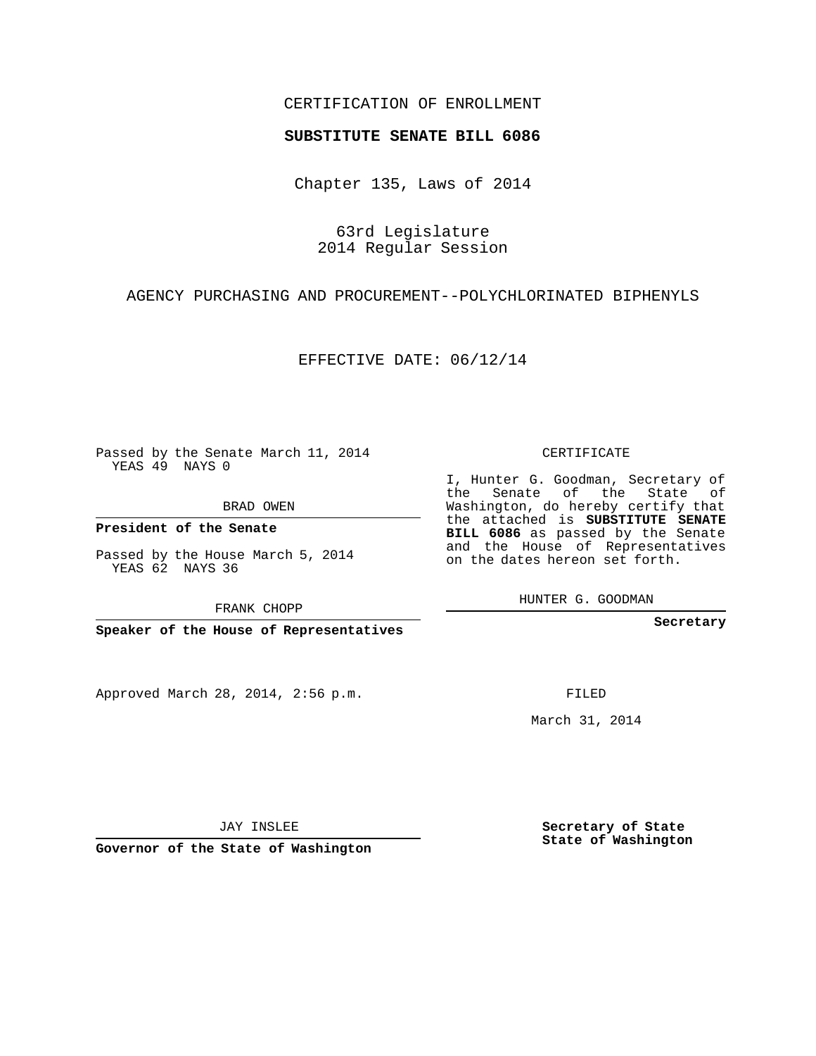CERTIFICATION OF ENROLLMENT

**SUBSTITUTE SENATE BILL 6086**

Chapter 135, Laws of 2014

63rd Legislature
2014 Regular Session

AGENCY PURCHASING AND PROCUREMENT--POLYCHLORINATED BIPHENYLS

EFFECTIVE DATE: 06/12/14

Passed by the Senate March 11, 2014
YEAS 49 NAYS 0

BRAD OWEN

**President of the Senate**

Passed by the House March 5, 2014
YEAS 62 NAYS 36

FRANK CHOPP

**Speaker of the House of Representatives**

Approved March 28, 2014, 2:56 p.m.

JAY INSLEE

**Governor of the State of Washington**

CERTIFICATE

I, Hunter G. Goodman, Secretary of the Senate of the State of Washington, do hereby certify that the attached is **SUBSTITUTE SENATE BILL 6086** as passed by the Senate and the House of Representatives on the dates hereon set forth.

HUNTER G. GOODMAN

**Secretary**

FILED

March 31, 2014

**Secretary of State**
**State of Washington**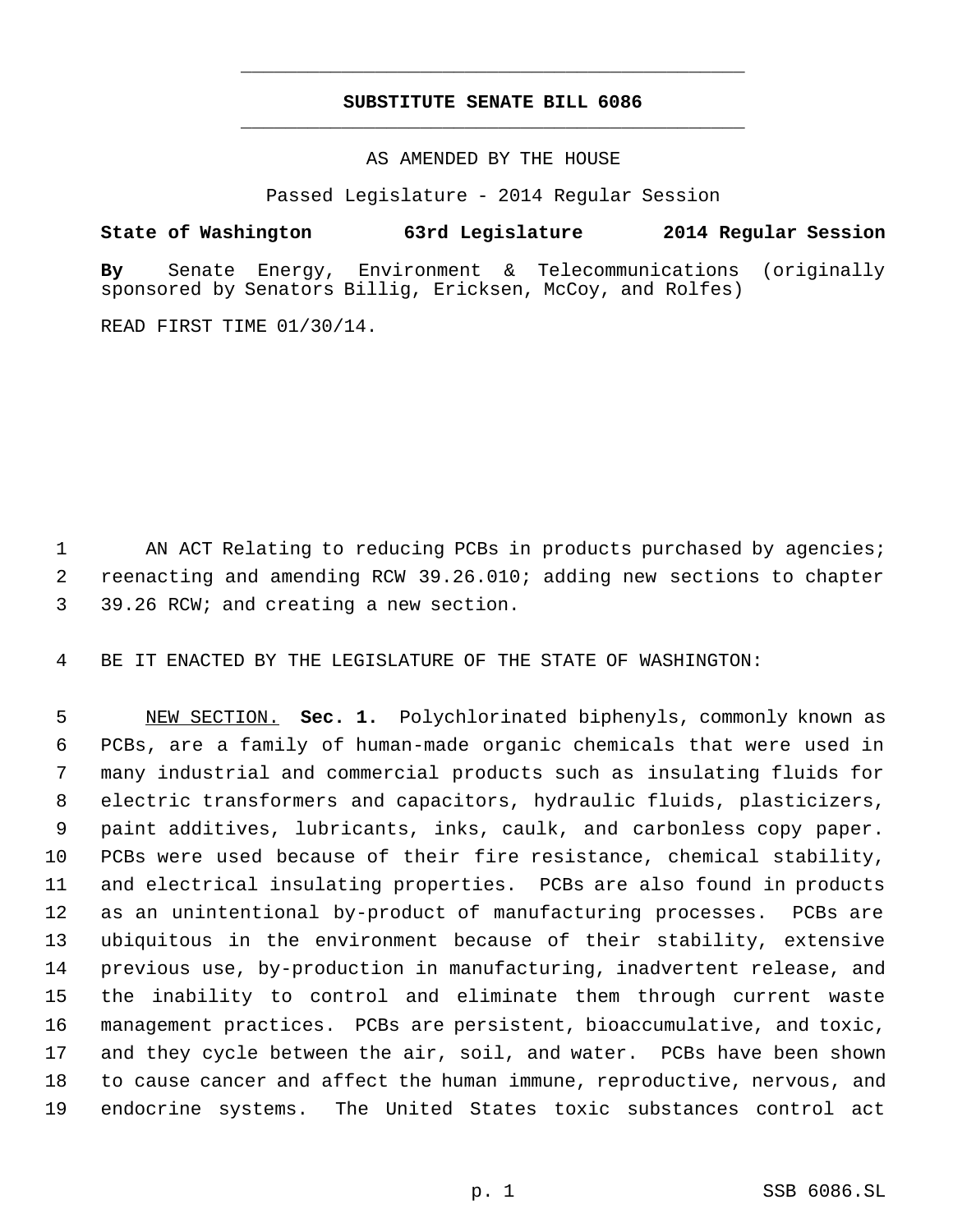# SUBSTITUTE SENATE BILL 6086

AS AMENDED BY THE HOUSE

Passed Legislature - 2014 Regular Session

**State of Washington 63rd Legislature 2014 Regular Session**

**By** Senate Energy, Environment & Telecommunications (originally sponsored by Senators Billig, Ericksen, McCoy, and Rolfes)

READ FIRST TIME 01/30/14.

AN ACT Relating to reducing PCBs in products purchased by agencies; reenacting and amending RCW 39.26.010; adding new sections to chapter 39.26 RCW; and creating a new section.

BE IT ENACTED BY THE LEGISLATURE OF THE STATE OF WASHINGTON:

NEW SECTION. **Sec. 1.** Polychlorinated biphenyls, commonly known as PCBs, are a family of human-made organic chemicals that were used in many industrial and commercial products such as insulating fluids for electric transformers and capacitors, hydraulic fluids, plasticizers, paint additives, lubricants, inks, caulk, and carbonless copy paper. PCBs were used because of their fire resistance, chemical stability, and electrical insulating properties. PCBs are also found in products as an unintentional by-product of manufacturing processes. PCBs are ubiquitous in the environment because of their stability, extensive previous use, by-production in manufacturing, inadvertent release, and the inability to control and eliminate them through current waste management practices. PCBs are persistent, bioaccumulative, and toxic, and they cycle between the air, soil, and water. PCBs have been shown to cause cancer and affect the human immune, reproductive, nervous, and endocrine systems. The United States toxic substances control act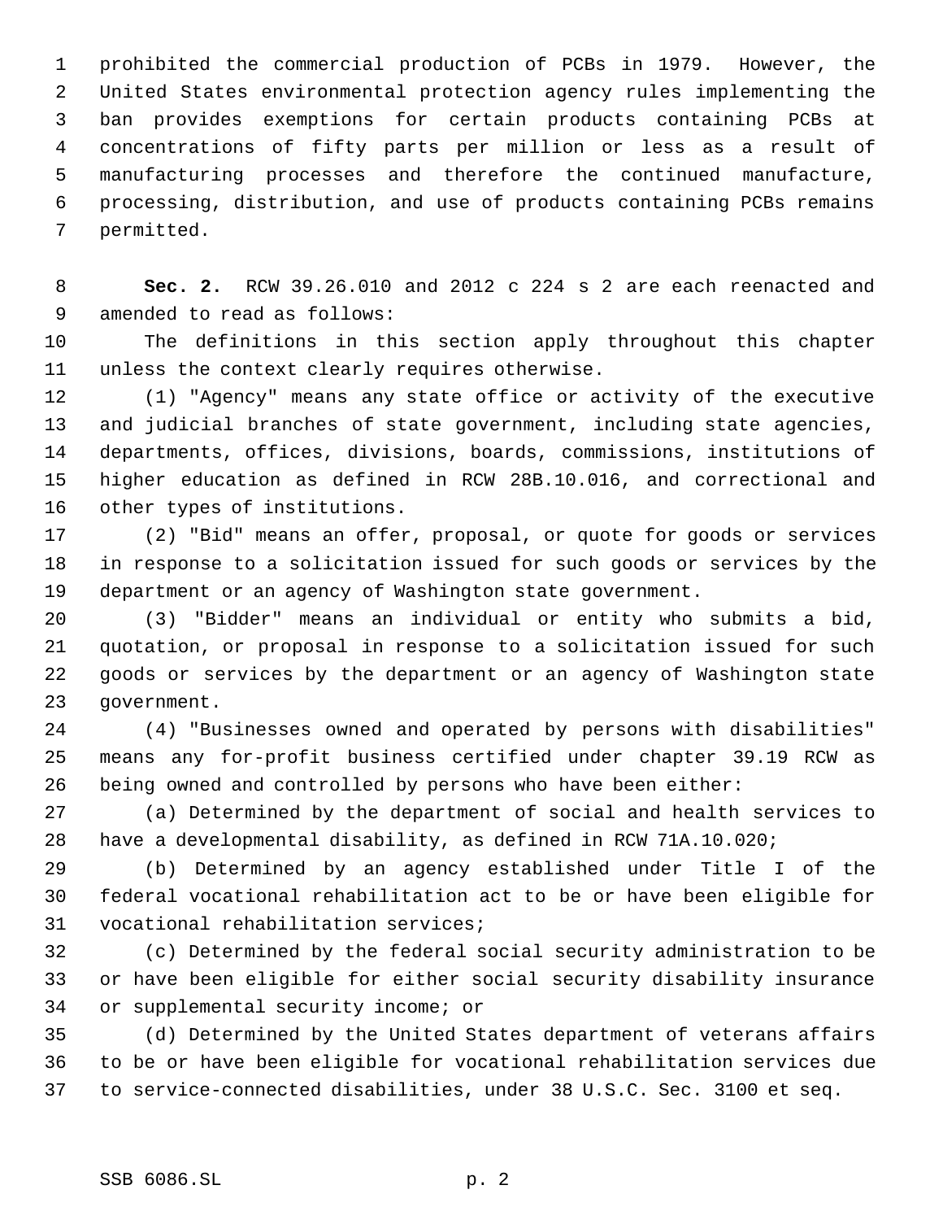prohibited the commercial production of PCBs in 1979. However, the United States environmental protection agency rules implementing the ban provides exemptions for certain products containing PCBs at concentrations of fifty parts per million or less as a result of manufacturing processes and therefore the continued manufacture, processing, distribution, and use of products containing PCBs remains permitted.

**Sec. 2.** RCW 39.26.010 and 2012 c 224 s 2 are each reenacted and amended to read as follows:

The definitions in this section apply throughout this chapter unless the context clearly requires otherwise.

(1) "Agency" means any state office or activity of the executive and judicial branches of state government, including state agencies, departments, offices, divisions, boards, commissions, institutions of higher education as defined in RCW 28B.10.016, and correctional and other types of institutions.

(2) "Bid" means an offer, proposal, or quote for goods or services in response to a solicitation issued for such goods or services by the department or an agency of Washington state government.

(3) "Bidder" means an individual or entity who submits a bid, quotation, or proposal in response to a solicitation issued for such goods or services by the department or an agency of Washington state government.

(4) "Businesses owned and operated by persons with disabilities" means any for-profit business certified under chapter 39.19 RCW as being owned and controlled by persons who have been either:

(a) Determined by the department of social and health services to have a developmental disability, as defined in RCW 71A.10.020;

(b) Determined by an agency established under Title I of the federal vocational rehabilitation act to be or have been eligible for vocational rehabilitation services;

(c) Determined by the federal social security administration to be or have been eligible for either social security disability insurance or supplemental security income; or

(d) Determined by the United States department of veterans affairs to be or have been eligible for vocational rehabilitation services due to service-connected disabilities, under 38 U.S.C. Sec. 3100 et seq.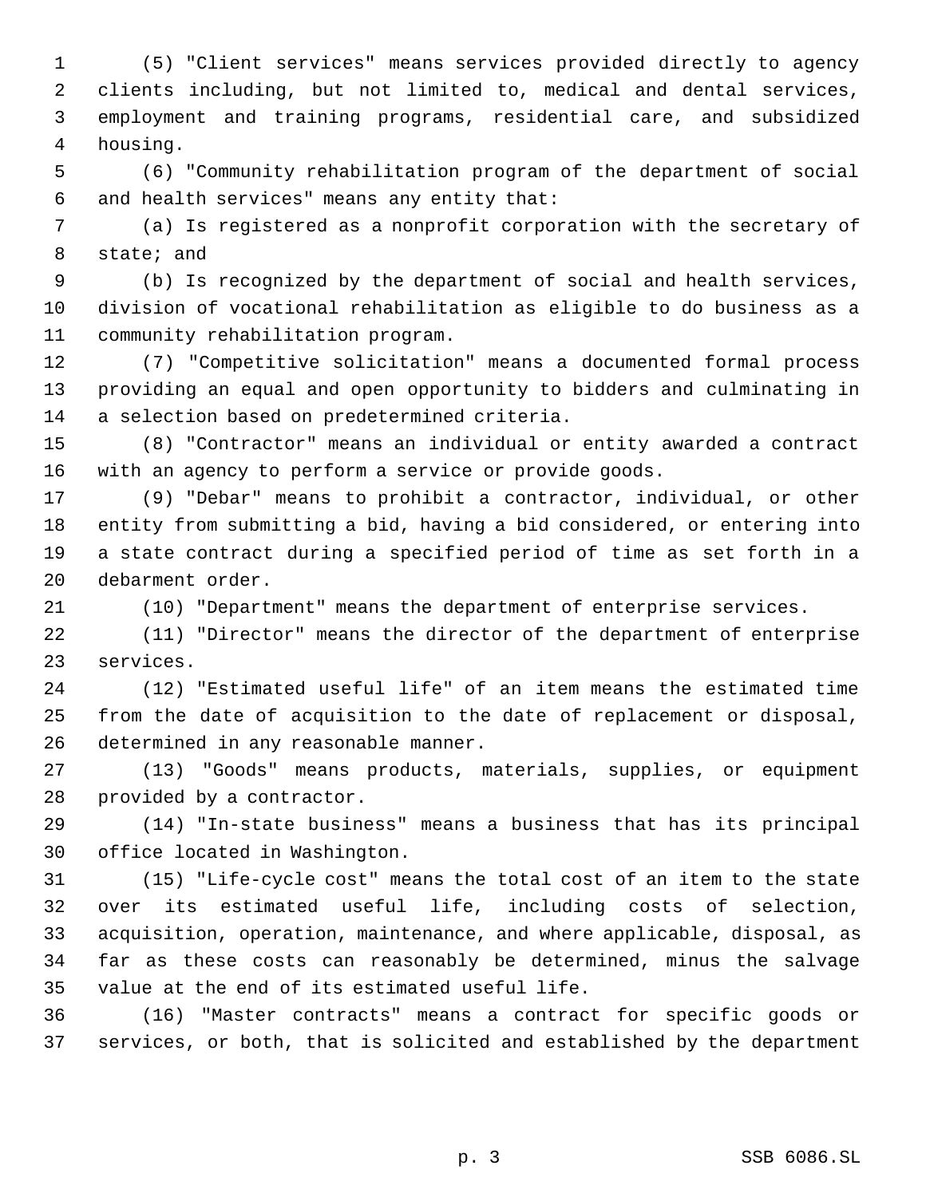(5) "Client services" means services provided directly to agency clients including, but not limited to, medical and dental services, employment and training programs, residential care, and subsidized housing.

(6) "Community rehabilitation program of the department of social and health services" means any entity that:

(a) Is registered as a nonprofit corporation with the secretary of state; and

(b) Is recognized by the department of social and health services, division of vocational rehabilitation as eligible to do business as a community rehabilitation program.

(7) "Competitive solicitation" means a documented formal process providing an equal and open opportunity to bidders and culminating in a selection based on predetermined criteria.

(8) "Contractor" means an individual or entity awarded a contract with an agency to perform a service or provide goods.

(9) "Debar" means to prohibit a contractor, individual, or other entity from submitting a bid, having a bid considered, or entering into a state contract during a specified period of time as set forth in a debarment order.

(10) "Department" means the department of enterprise services.

(11) "Director" means the director of the department of enterprise services.

(12) "Estimated useful life" of an item means the estimated time from the date of acquisition to the date of replacement or disposal, determined in any reasonable manner.

(13) "Goods" means products, materials, supplies, or equipment provided by a contractor.

(14) "In-state business" means a business that has its principal office located in Washington.

(15) "Life-cycle cost" means the total cost of an item to the state over its estimated useful life, including costs of selection, acquisition, operation, maintenance, and where applicable, disposal, as far as these costs can reasonably be determined, minus the salvage value at the end of its estimated useful life.

(16) "Master contracts" means a contract for specific goods or services, or both, that is solicited and established by the department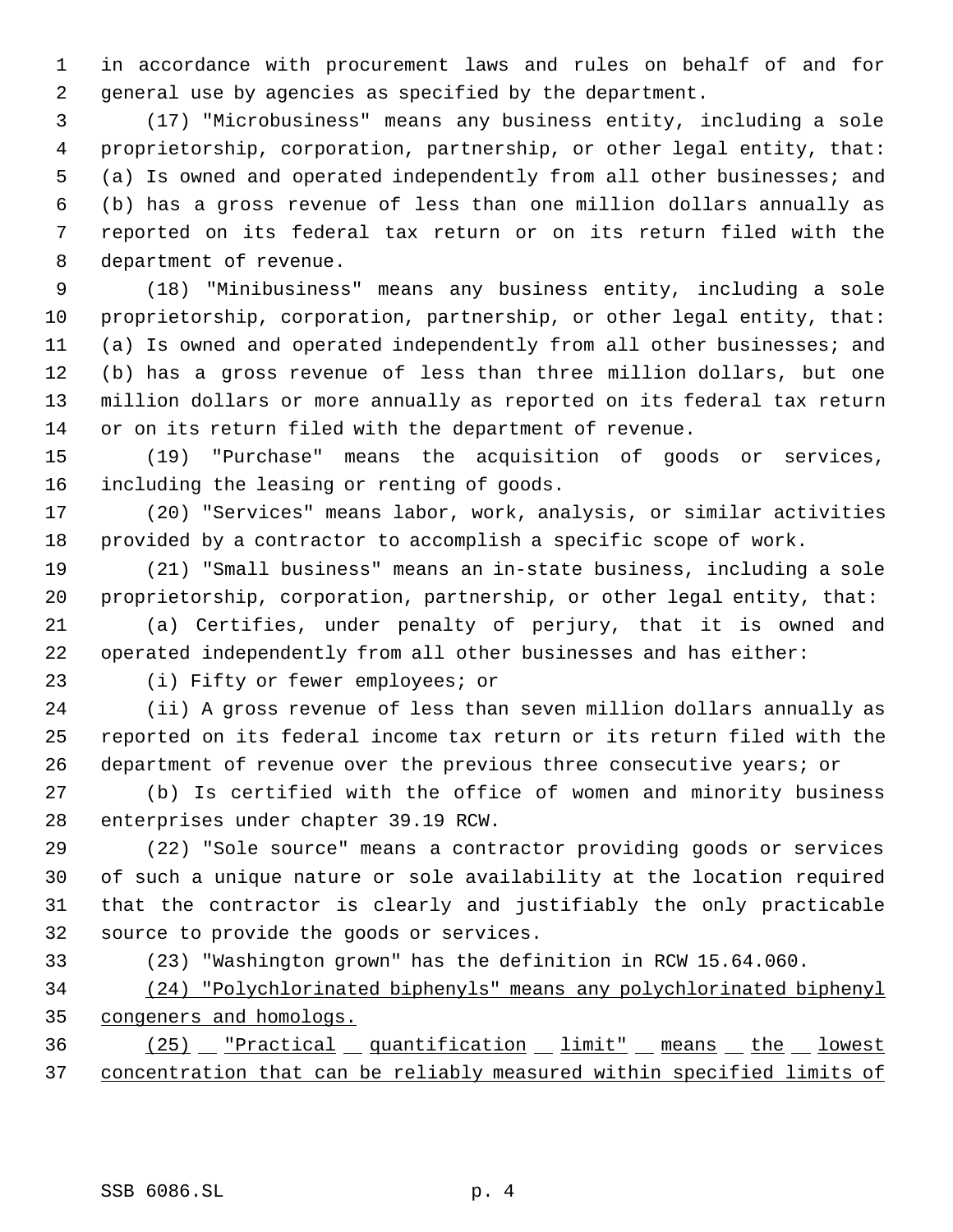in accordance with procurement laws and rules on behalf of and for general use by agencies as specified by the department.

(17) "Microbusiness" means any business entity, including a sole proprietorship, corporation, partnership, or other legal entity, that: (a) Is owned and operated independently from all other businesses; and (b) has a gross revenue of less than one million dollars annually as reported on its federal tax return or on its return filed with the department of revenue.

(18) "Minibusiness" means any business entity, including a sole proprietorship, corporation, partnership, or other legal entity, that: (a) Is owned and operated independently from all other businesses; and (b) has a gross revenue of less than three million dollars, but one million dollars or more annually as reported on its federal tax return or on its return filed with the department of revenue.

(19) "Purchase" means the acquisition of goods or services, including the leasing or renting of goods.

(20) "Services" means labor, work, analysis, or similar activities provided by a contractor to accomplish a specific scope of work.

(21) "Small business" means an in-state business, including a sole proprietorship, corporation, partnership, or other legal entity, that:

(a) Certifies, under penalty of perjury, that it is owned and operated independently from all other businesses and has either:

(i) Fifty or fewer employees; or

(ii) A gross revenue of less than seven million dollars annually as reported on its federal income tax return or its return filed with the department of revenue over the previous three consecutive years; or

(b) Is certified with the office of women and minority business enterprises under chapter 39.19 RCW.

(22) "Sole source" means a contractor providing goods or services of such a unique nature or sole availability at the location required that the contractor is clearly and justifiably the only practicable source to provide the goods or services.

(23) "Washington grown" has the definition in RCW 15.64.060.

<u>(24) "Polychlorinated biphenyls" means any polychlorinated biphenyl congeners and homologs.</u>

<u>(25) "Practical quantification limit" means the lowest concentration that can be reliably measured within specified limits of</u>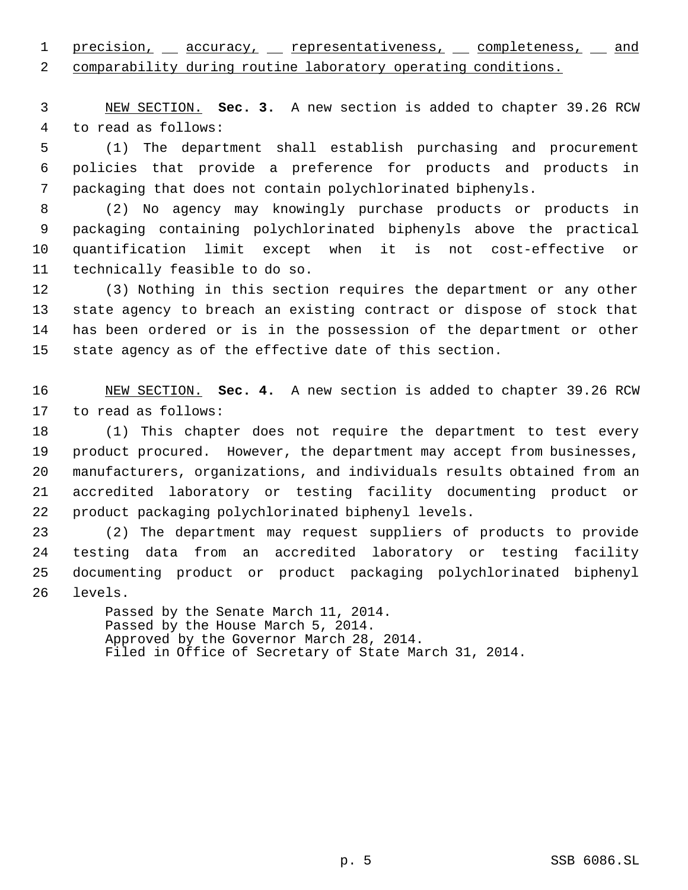precision, accuracy, representativeness, completeness, and comparability during routine laboratory operating conditions.

NEW SECTION. **Sec. 3.** A new section is added to chapter 39.26 RCW to read as follows:

(1) The department shall establish purchasing and procurement policies that provide a preference for products and products in packaging that does not contain polychlorinated biphenyls.

(2) No agency may knowingly purchase products or products in packaging containing polychlorinated biphenyls above the practical quantification limit except when it is not cost-effective or technically feasible to do so.

(3) Nothing in this section requires the department or any other state agency to breach an existing contract or dispose of stock that has been ordered or is in the possession of the department or other state agency as of the effective date of this section.

NEW SECTION. **Sec. 4.** A new section is added to chapter 39.26 RCW to read as follows:

(1) This chapter does not require the department to test every product procured. However, the department may accept from businesses, manufacturers, organizations, and individuals results obtained from an accredited laboratory or testing facility documenting product or product packaging polychlorinated biphenyl levels.

(2) The department may request suppliers of products to provide testing data from an accredited laboratory or testing facility documenting product or product packaging polychlorinated biphenyl levels.

Passed by the Senate March 11, 2014.
Passed by the House March 5, 2014.
Approved by the Governor March 28, 2014.
Filed in Office of Secretary of State March 31, 2014.